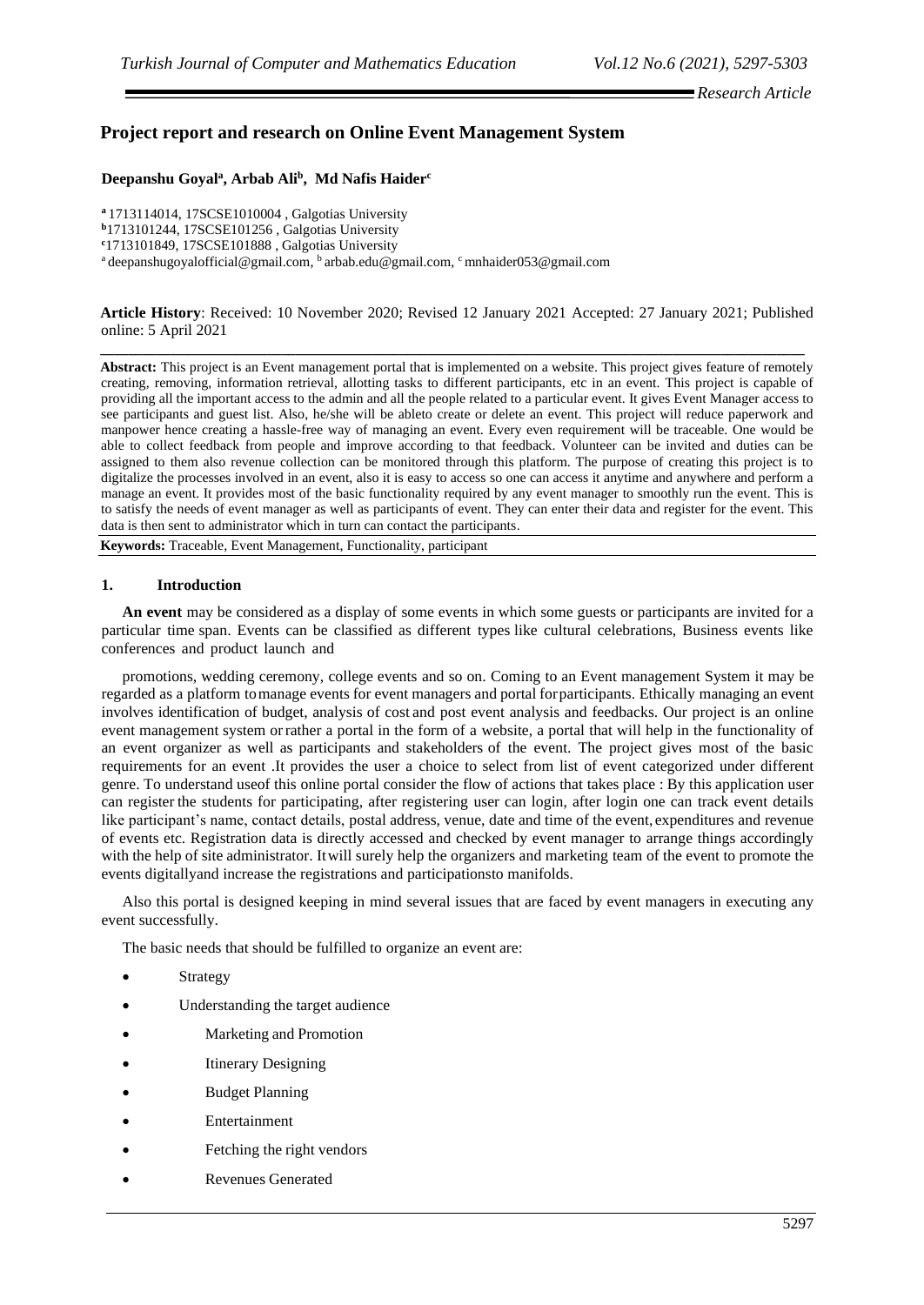*Research Article*

# Project report and research on Online Event Management System

**Deepanshu Goyal[a], Arbab Ali[b], Md Nafis Haider[c]**

[a] 1713114014, 17SCSE1010004 , Galgotias University
[b]1713101244, 17SCSE101256 , Galgotias University
[c]1713101849, 17SCSE101888 , Galgotias University
[a] deepanshugoyalofficial@gmail.com, [b] arbab.edu@gmail.com, [c] mnhaider053@gmail.com

**Article History**: Received: 10 November 2020; Revised 12 January 2021 Accepted: 27 January 2021; Published online: 5 April 2021

**Abstract:** This project is an Event management portal that is implemented on a website. This project gives feature of remotely creating, removing, information retrieval, allotting tasks to different participants, etc in an event. This project is capable of providing all the important access to the admin and all the people related to a particular event. It gives Event Manager access to see participants and guest list. Also, he/she will be ableto create or delete an event. This project will reduce paperwork and manpower hence creating a hassle-free way of managing an event. Every even requirement will be traceable. One would be able to collect feedback from people and improve according to that feedback. Volunteer can be invited and duties can be assigned to them also revenue collection can be monitored through this platform. The purpose of creating this project is to digitalize the processes involved in an event, also it is easy to access so one can access it anytime and anywhere and perform a manage an event. It provides most of the basic functionality required by any event manager to smoothly run the event. This is to satisfy the needs of event manager as well as participants of event. They can enter their data and register for the event. This data is then sent to administrator which in turn can contact the participants.

**Keywords:** Traceable, Event Management, Functionality, participant

## 1. Introduction

**An event** may be considered as a display of some events in which some guests or participants are invited for a particular time span. Events can be classified as different types like cultural celebrations, Business events like conferences and product launch and

promotions, wedding ceremony, college events and so on. Coming to an Event management System it may be regarded as a platform tomanage events for event managers and portal forparticipants. Ethically managing an event involves identification of budget, analysis of cost and post event analysis and feedbacks. Our project is an online event management system orrather a portal in the form of a website, a portal that will help in the functionality of an event organizer as well as participants and stakeholders of the event. The project gives most of the basic requirements for an event .It provides the user a choice to select from list of event categorized under different genre. To understand useof this online portal consider the flow of actions that takes place : By this application user can register the students for participating, after registering user can login, after login one can track event details like participant's name, contact details, postal address, venue, date and time of the event, expenditures and revenue of events etc. Registration data is directly accessed and checked by event manager to arrange things accordingly with the help of site administrator. Itwill surely help the organizers and marketing team of the event to promote the events digitallyand increase the registrations and participationsto manifolds.

Also this portal is designed keeping in mind several issues that are faced by event managers in executing any event successfully.

The basic needs that should be fulfilled to organize an event are:

- Strategy
- Understanding the target audience
- Marketing and Promotion
- Itinerary Designing
- Budget Planning
- Entertainment
- Fetching the right vendors
- Revenues Generated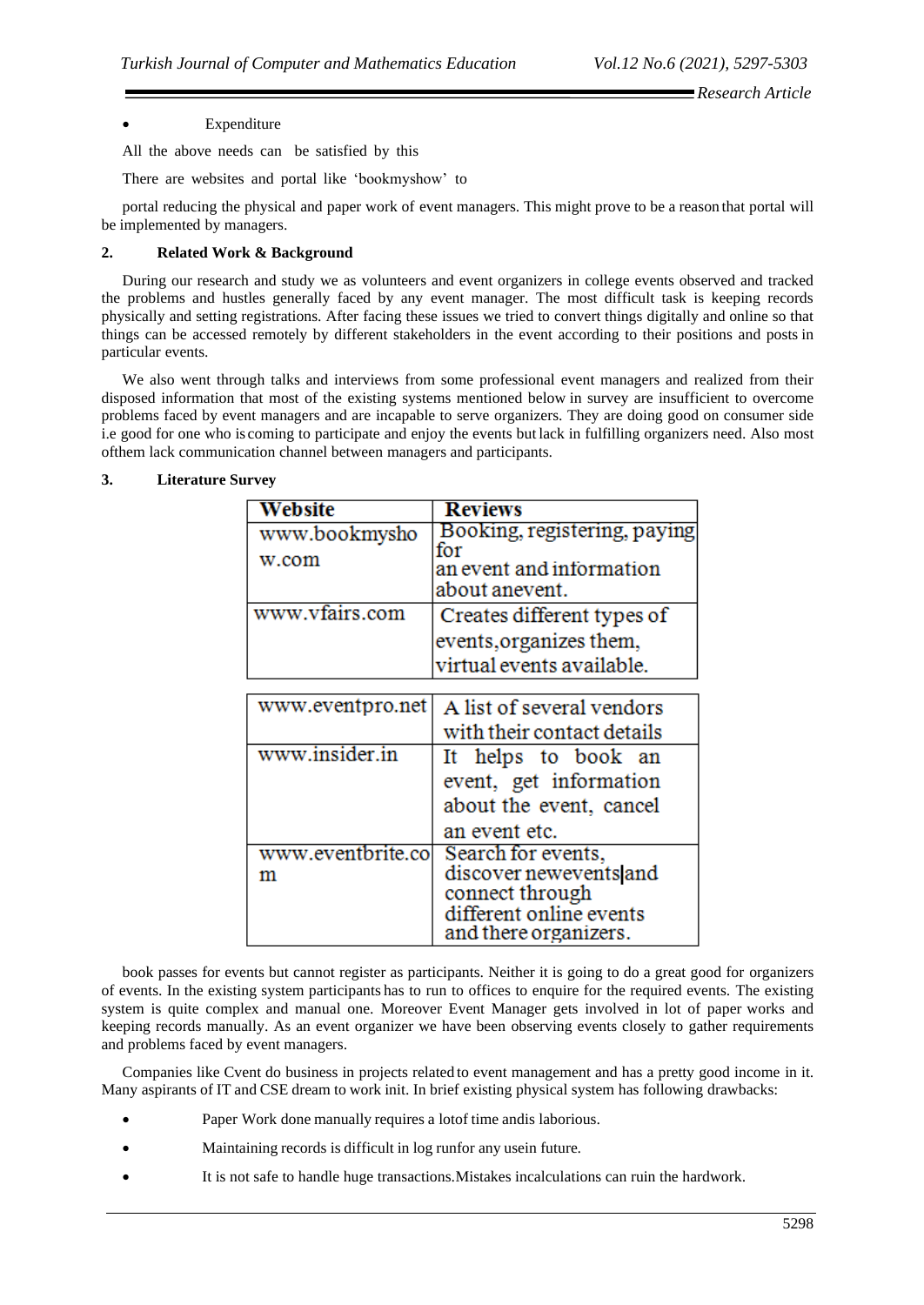- Expenditure

All the above needs can be satisfied by this

There are websites and portal like 'bookmyshow' to

portal reducing the physical and paper work of event managers. This might prove to be a reason that portal will be implemented by managers.

## 2. Related Work & Background

During our research and study we as volunteers and event organizers in college events observed and tracked the problems and hustles generally faced by any event manager. The most difficult task is keeping records physically and setting registrations. After facing these issues we tried to convert things digitally and online so that things can be accessed remotely by different stakeholders in the event according to their positions and posts in particular events.

We also went through talks and interviews from some professional event managers and realized from their disposed information that most of the existing systems mentioned below in survey are insufficient to overcome problems faced by event managers and are incapable to serve organizers. They are doing good on consumer side i.e good for one who is coming to participate and enjoy the events but lack in fulfilling organizers need. Also most ofthem lack communication channel between managers and participants.

## 3. Literature Survey

| Website | Reviews |
|---|---|
| www.bookmyshow.com | Booking, registering, paying for an event and information about anevent. |
| www.vfairs.com | Creates different types of events,organizes them, virtual events available. |
| www.eventpro.net | A list of several vendors with their contact details |
| www.insider.in | It helps to book an event, get information about the event, cancel an event etc. |
| www.eventbrite.com | Search for events, discover newevents and connect through different online events and there organizers. |

book passes for events but cannot register as participants. Neither it is going to do a great good for organizers of events. In the existing system participants has to run to offices to enquire for the required events. The existing system is quite complex and manual one. Moreover Event Manager gets involved in lot of paper works and keeping records manually. As an event organizer we have been observing events closely to gather requirements and problems faced by event managers.

Companies like Cvent do business in projects related to event management and has a pretty good income in it. Many aspirants of IT and CSE dream to work init. In brief existing physical system has following drawbacks:

- Paper Work done manually requires a lotof time andis laborious.
- Maintaining records is difficult in log runfor any usein future.
- It is not safe to handle huge transactions.Mistakes incalculations can ruin the hardwork.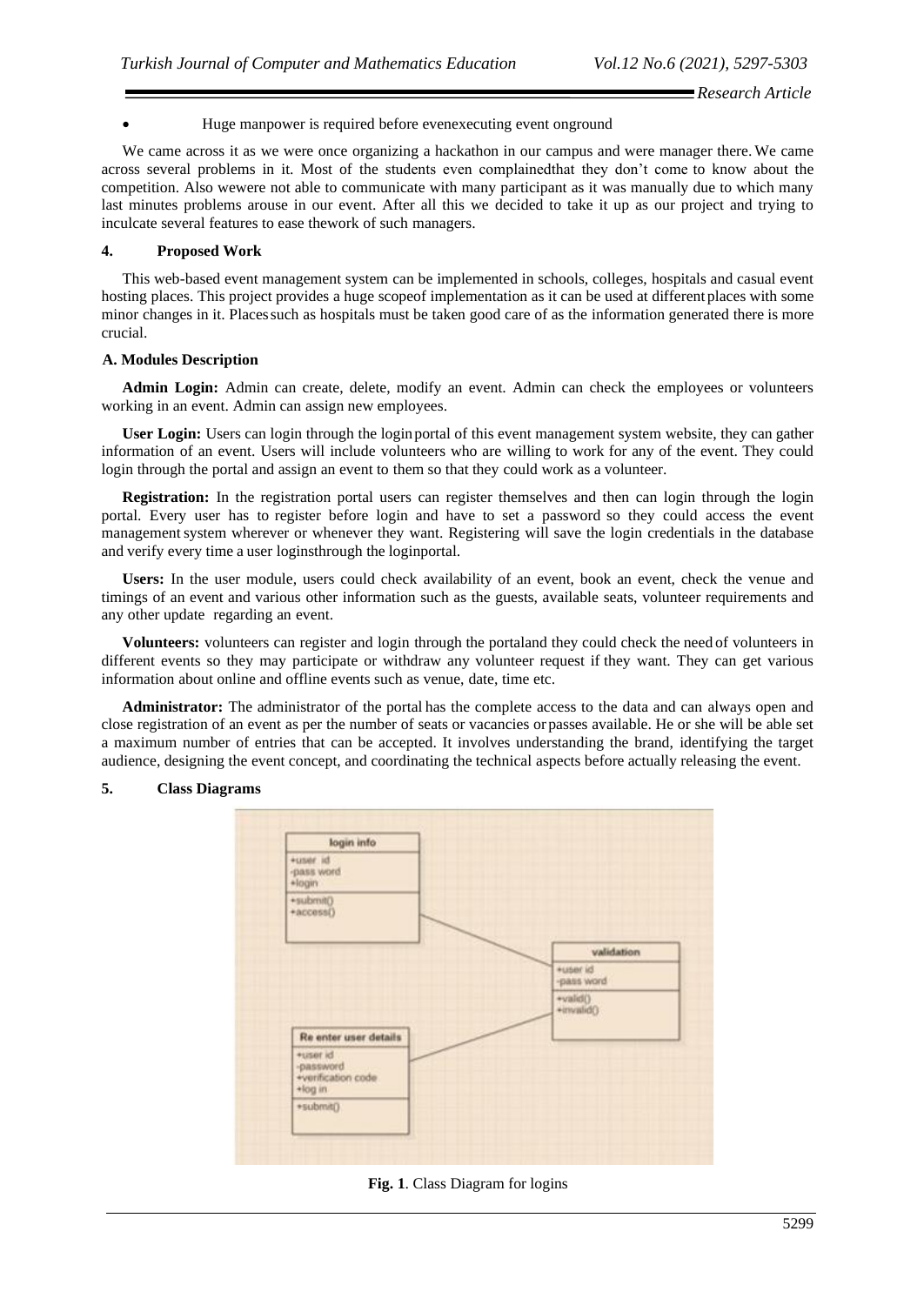- Huge manpower is required before evenexecuting event onground

We came across it as we were once organizing a hackathon in our campus and were manager there. We came across several problems in it. Most of the students even complainedthat they don't come to know about the competition. Also wewere not able to communicate with many participant as it was manually due to which many last minutes problems arouse in our event. After all this we decided to take it up as our project and trying to inculcate several features to ease thework of such managers.

## 4. Proposed Work

This web-based event management system can be implemented in schools, colleges, hospitals and casual event hosting places. This project provides a huge scopeof implementation as it can be used at different places with some minor changes in it. Placessuch as hospitals must be taken good care of as the information generated there is more crucial.

### A. Modules Description

**Admin Login:** Admin can create, delete, modify an event. Admin can check the employees or volunteers working in an event. Admin can assign new employees.

**User Login:** Users can login through the loginportal of this event management system website, they can gather information of an event. Users will include volunteers who are willing to work for any of the event. They could login through the portal and assign an event to them so that they could work as a volunteer.

**Registration:** In the registration portal users can register themselves and then can login through the login portal. Every user has to register before login and have to set a password so they could access the event management system wherever or whenever they want. Registering will save the login credentials in the database and verify every time a user loginsthrough the loginportal.

**Users:** In the user module, users could check availability of an event, book an event, check the venue and timings of an event and various other information such as the guests, available seats, volunteer requirements and any other update regarding an event.

**Volunteers:** volunteers can register and login through the portaland they could check the need of volunteers in different events so they may participate or withdraw any volunteer request if they want. They can get various information about online and offline events such as venue, date, time etc.

**Administrator:** The administrator of the portal has the complete access to the data and can always open and close registration of an event as per the number of seats or vacancies orpasses available. He or she will be able set a maximum number of entries that can be accepted. It involves understanding the brand, identifying the target audience, designing the event concept, and coordinating the technical aspects before actually releasing the event.

## 5. Class Diagrams

**Fig. 1**. Class Diagram for logins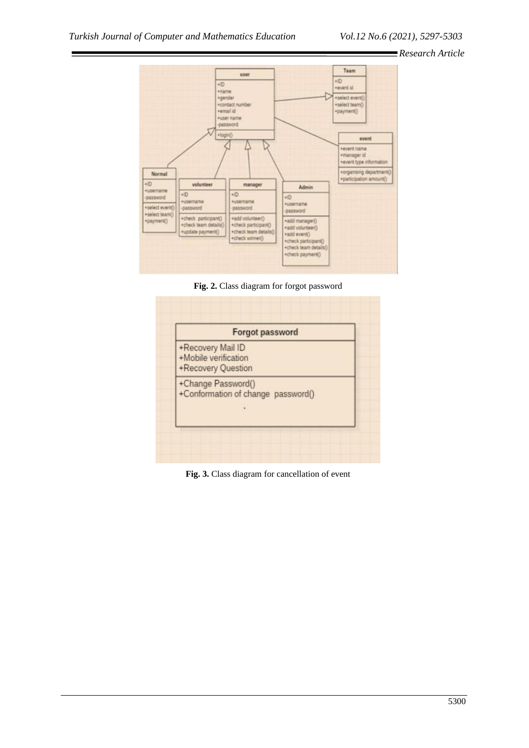**Fig. 2.** Class diagram for forgot password

**Fig. 3.** Class diagram for cancellation of event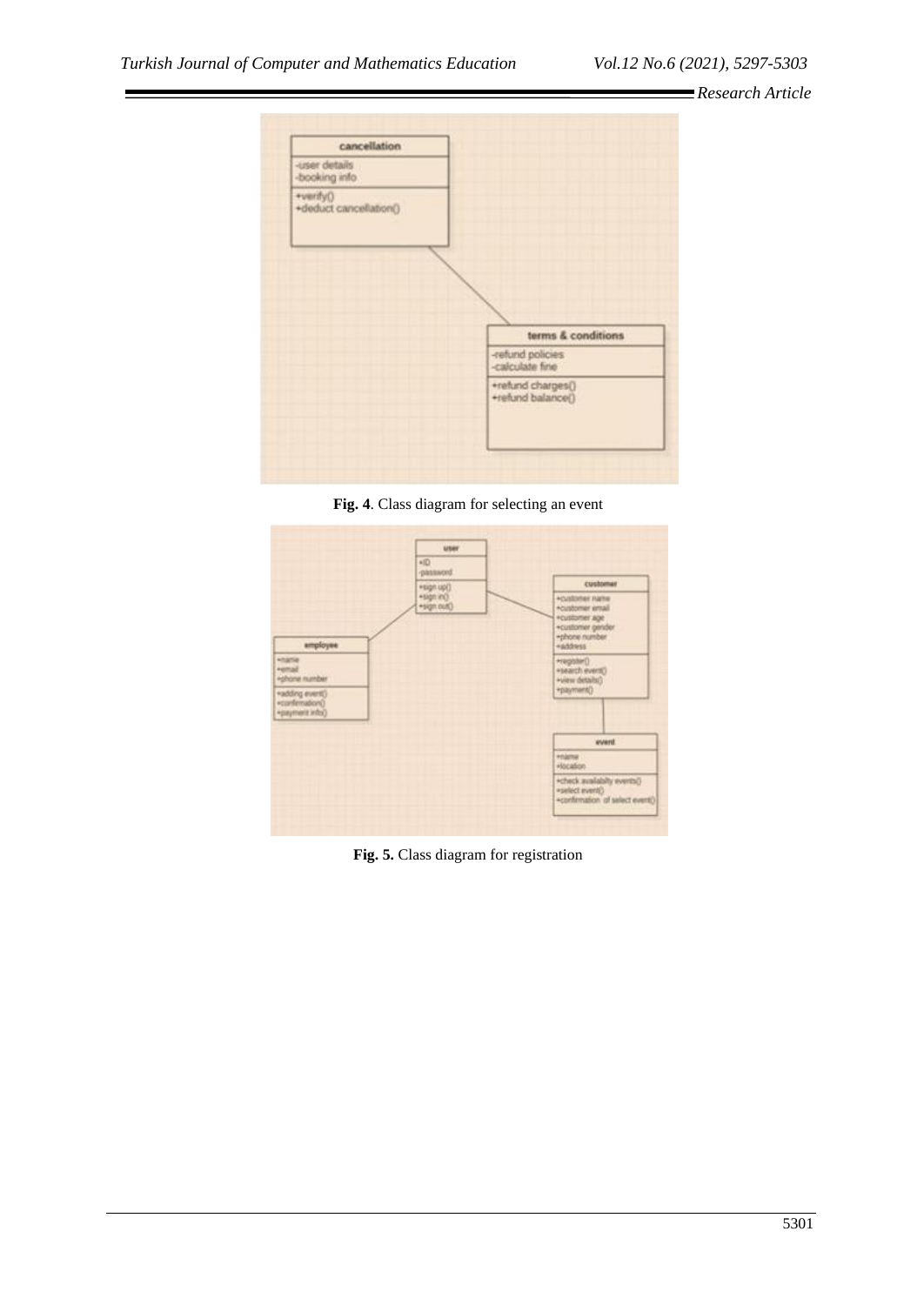Fig. 4. Class diagram for selecting an event

Fig. 5. Class diagram for registration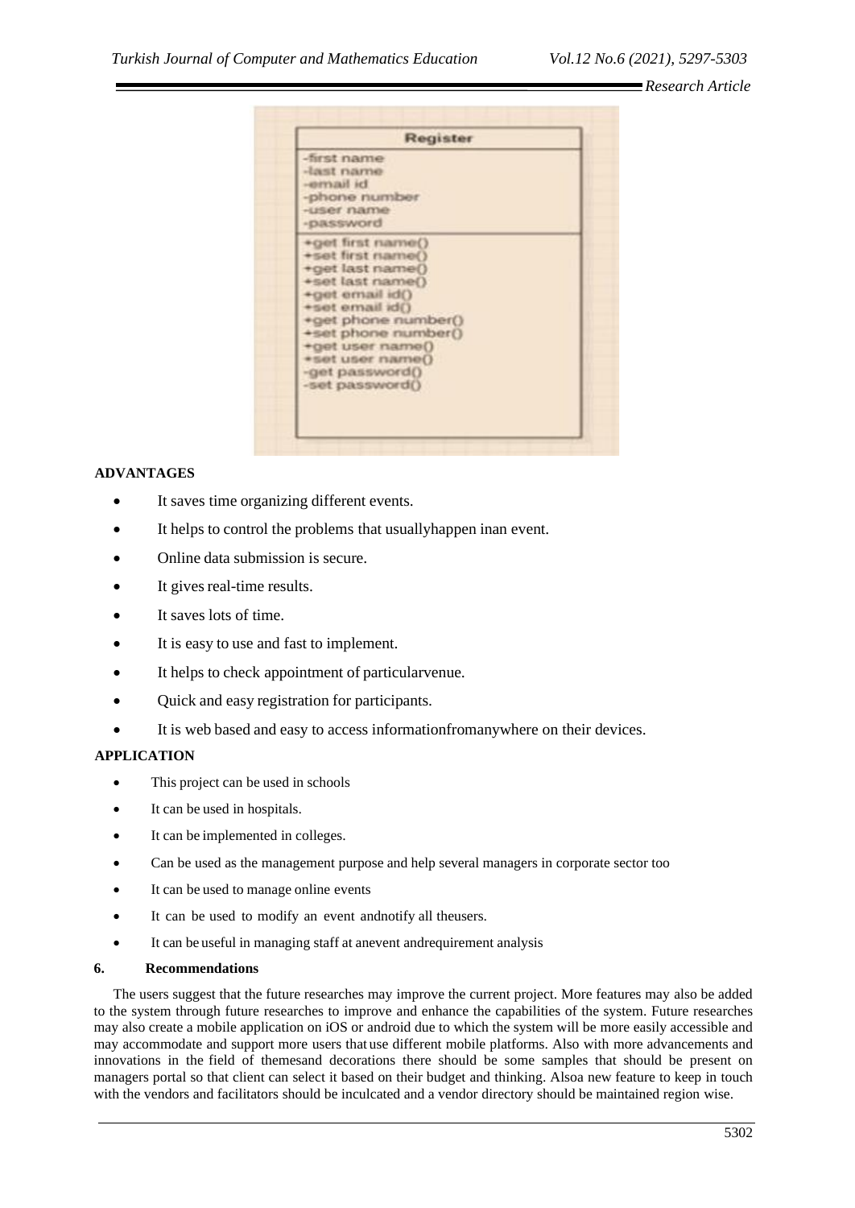| Register |
| --- |
| -first name<br>-last name<br>-email id<br>-phone number<br>-user name<br>-password |
| +get first name()<br>+set first name()<br>+get last name()<br>+set last name()<br>+get email id()<br>+set email id()<br>+get phone number()<br>+set phone number()<br>+get user name()<br>+set user name()<br>-get password()<br>-set password() |

**ADVANTAGES**

- It saves time organizing different events.
- It helps to control the problems that usuallyhappen inan event.
- Online data submission is secure.
- It gives real-time results.
- It saves lots of time.
- It is easy to use and fast to implement.
- It helps to check appointment of particularvenue.
- Quick and easy registration for participants.
- It is web based and easy to access informationfromanywhere on their devices.

**APPLICATION**

- This project can be used in schools
- It can be used in hospitals.
- It can be implemented in colleges.
- Can be used as the management purpose and help several managers in corporate sector too
- It can be used to manage online events
- It can be used to modify an event andnotify all theusers.
- It can be useful in managing staff at anevent andrequirement analysis

## 6. Recommendations

The users suggest that the future researches may improve the current project. More features may also be added to the system through future researches to improve and enhance the capabilities of the system. Future researches may also create a mobile application on iOS or android due to which the system will be more easily accessible and may accommodate and support more users that use different mobile platforms. Also with more advancements and innovations in the field of themesand decorations there should be some samples that should be present on managers portal so that client can select it based on their budget and thinking. Alsoa new feature to keep in touch with the vendors and facilitators should be inculcated and a vendor directory should be maintained region wise.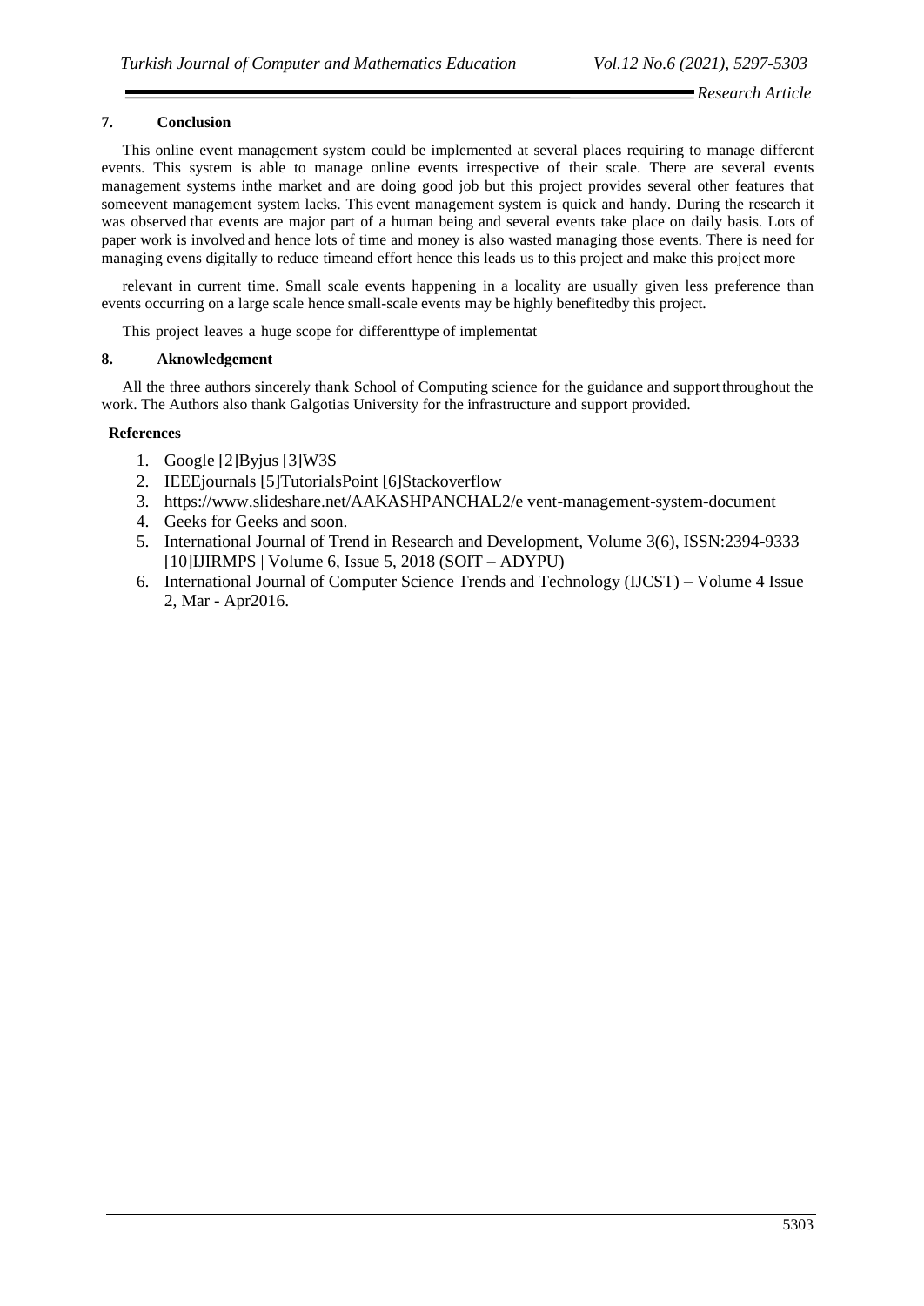## 7. Conclusion

This online event management system could be implemented at several places requiring to manage different events. This system is able to manage online events irrespective of their scale. There are several events management systems inthe market and are doing good job but this project provides several other features that someevent management system lacks. This event management system is quick and handy. During the research it was observed that events are major part of a human being and several events take place on daily basis. Lots of paper work is involved and hence lots of time and money is also wasted managing those events. There is need for managing evens digitally to reduce timeand effort hence this leads us to this project and make this project more

relevant in current time. Small scale events happening in a locality are usually given less preference than events occurring on a large scale hence small-scale events may be highly benefitedby this project.

This project leaves a huge scope for differenttype of implementat

## 8. Aknowledgement

All the three authors sincerely thank School of Computing science for the guidance and support throughout the work. The Authors also thank Galgotias University for the infrastructure and support provided.

## References

1. Google [2]Byjus [3]W3S
2. IEEEjournals [5]TutorialsPoint [6]Stackoverflow
3. https://www.slideshare.net/AAKASHPANCHAL2/e vent-management-system-document
4. Geeks for Geeks and soon.
5. International Journal of Trend in Research and Development, Volume 3(6), ISSN:2394-9333 [10]IJIRMPS | Volume 6, Issue 5, 2018 (SOIT – ADYPU)
6. International Journal of Computer Science Trends and Technology (IJCST) – Volume 4 Issue 2, Mar - Apr2016.